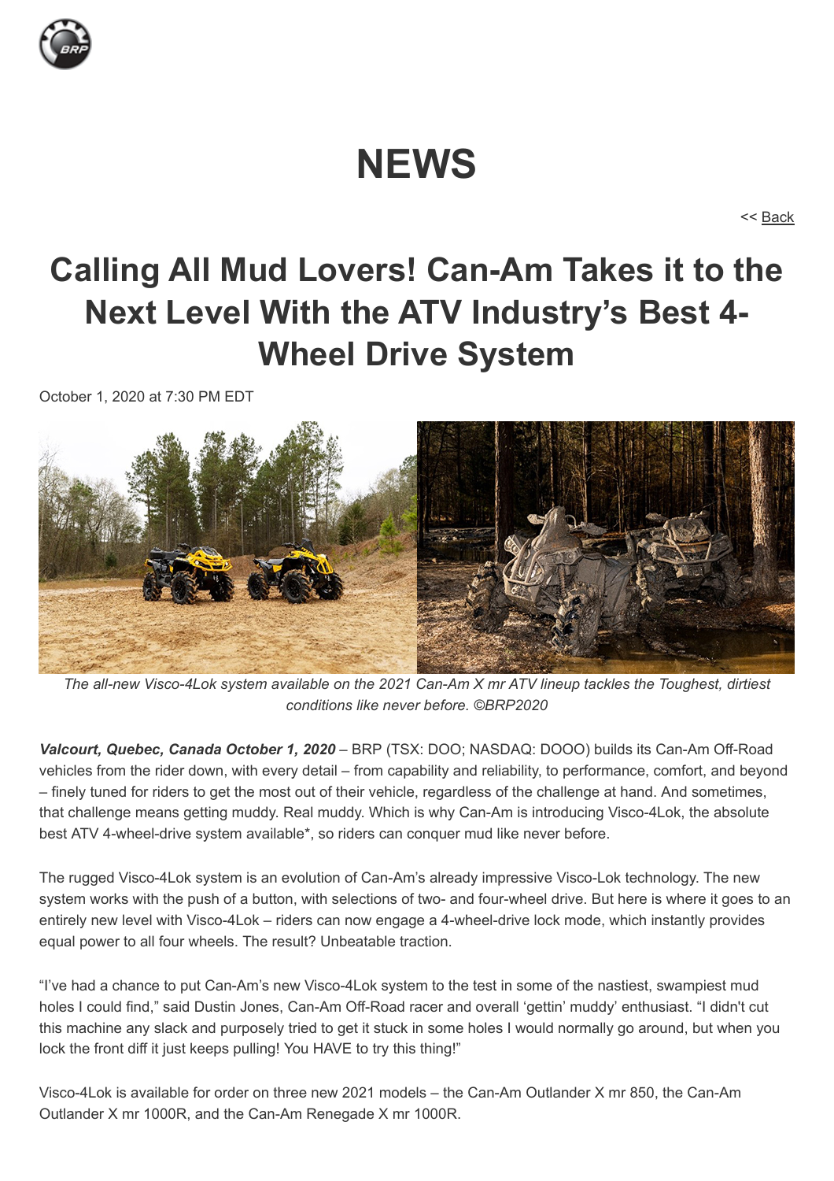# NEWS

<< Back

## Calling All Mud Lovers! Can-Am Takes it to the Next Level With the ATV Industry's Best 4-Wheel Drive System

October 1, 2020 at 7:30 PM EDT

*The all-new Visco-4Lok system available on the 2021 Can-Am X mr ATV lineup tackles the Toughest, dirtiest conditions like never before. ©BRP2020*

***Valcourt, Quebec, Canada October 1, 2020*** – BRP (TSX: DOO; NASDAQ: DOOO) builds its Can-Am Off-Road vehicles from the rider down, with every detail – from capability and reliability, to performance, comfort, and beyond – finely tuned for riders to get the most out of their vehicle, regardless of the challenge at hand. And sometimes, that challenge means getting muddy. Real muddy. Which is why Can-Am is introducing Visco-4Lok, the absolute best ATV 4-wheel-drive system available*, so riders can conquer mud like never before.

The rugged Visco-4Lok system is an evolution of Can-Am's already impressive Visco-Lok technology. The new system works with the push of a button, with selections of two- and four-wheel drive. But here is where it goes to an entirely new level with Visco-4Lok – riders can now engage a 4-wheel-drive lock mode, which instantly provides equal power to all four wheels. The result? Unbeatable traction.

"I've had a chance to put Can-Am's new Visco-4Lok system to the test in some of the nastiest, swampiest mud holes I could find," said Dustin Jones, Can-Am Off-Road racer and overall 'gettin' muddy' enthusiast. "I didn't cut this machine any slack and purposely tried to get it stuck in some holes I would normally go around, but when you lock the front diff it just keeps pulling! You HAVE to try this thing!"

Visco-4Lok is available for order on three new 2021 models – the Can-Am Outlander X mr 850, the Can-Am Outlander X mr 1000R, and the Can-Am Renegade X mr 1000R.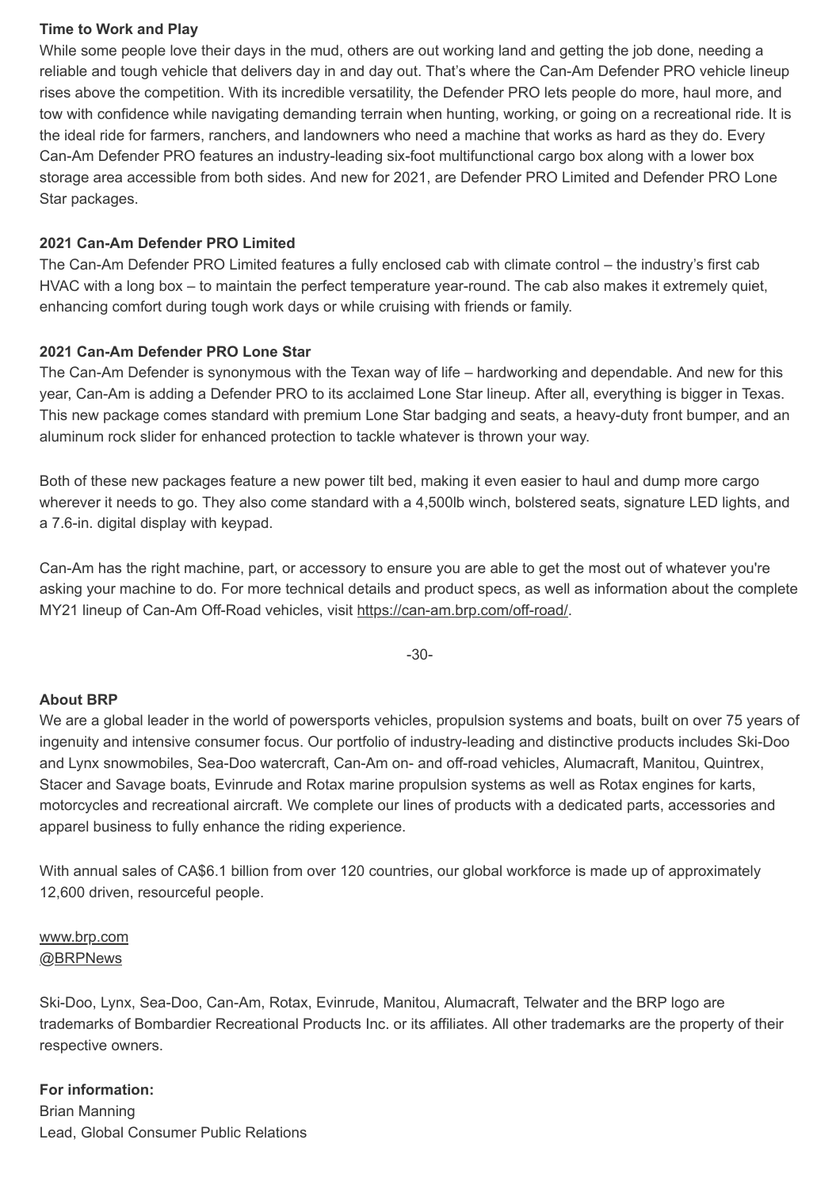**Time to Work and Play**

While some people love their days in the mud, others are out working land and getting the job done, needing a reliable and tough vehicle that delivers day in and day out. That's where the Can-Am Defender PRO vehicle lineup rises above the competition. With its incredible versatility, the Defender PRO lets people do more, haul more, and tow with confidence while navigating demanding terrain when hunting, working, or going on a recreational ride. It is the ideal ride for farmers, ranchers, and landowners who need a machine that works as hard as they do. Every Can-Am Defender PRO features an industry-leading six-foot multifunctional cargo box along with a lower box storage area accessible from both sides. And new for 2021, are Defender PRO Limited and Defender PRO Lone Star packages.

**2021 Can-Am Defender PRO Limited**

The Can-Am Defender PRO Limited features a fully enclosed cab with climate control – the industry's first cab HVAC with a long box – to maintain the perfect temperature year-round. The cab also makes it extremely quiet, enhancing comfort during tough work days or while cruising with friends or family.

**2021 Can-Am Defender PRO Lone Star**

The Can-Am Defender is synonymous with the Texan way of life – hardworking and dependable. And new for this year, Can-Am is adding a Defender PRO to its acclaimed Lone Star lineup. After all, everything is bigger in Texas. This new package comes standard with premium Lone Star badging and seats, a heavy-duty front bumper, and an aluminum rock slider for enhanced protection to tackle whatever is thrown your way.

Both of these new packages feature a new power tilt bed, making it even easier to haul and dump more cargo wherever it needs to go. They also come standard with a 4,500lb winch, bolstered seats, signature LED lights, and a 7.6-in. digital display with keypad.

Can-Am has the right machine, part, or accessory to ensure you are able to get the most out of whatever you're asking your machine to do. For more technical details and product specs, as well as information about the complete MY21 lineup of Can-Am Off-Road vehicles, visit https://can-am.brp.com/off-road/.

-30-

**About BRP**

We are a global leader in the world of powersports vehicles, propulsion systems and boats, built on over 75 years of ingenuity and intensive consumer focus. Our portfolio of industry-leading and distinctive products includes Ski-Doo and Lynx snowmobiles, Sea-Doo watercraft, Can-Am on- and off-road vehicles, Alumacraft, Manitou, Quintrex, Stacer and Savage boats, Evinrude and Rotax marine propulsion systems as well as Rotax engines for karts, motorcycles and recreational aircraft. We complete our lines of products with a dedicated parts, accessories and apparel business to fully enhance the riding experience.

With annual sales of CA$6.1 billion from over 120 countries, our global workforce is made up of approximately 12,600 driven, resourceful people.

www.brp.com
@BRPNews

Ski-Doo, Lynx, Sea-Doo, Can-Am, Rotax, Evinrude, Manitou, Alumacraft, Telwater and the BRP logo are trademarks of Bombardier Recreational Products Inc. or its affiliates. All other trademarks are the property of their respective owners.

**For information:**
Brian Manning
Lead, Global Consumer Public Relations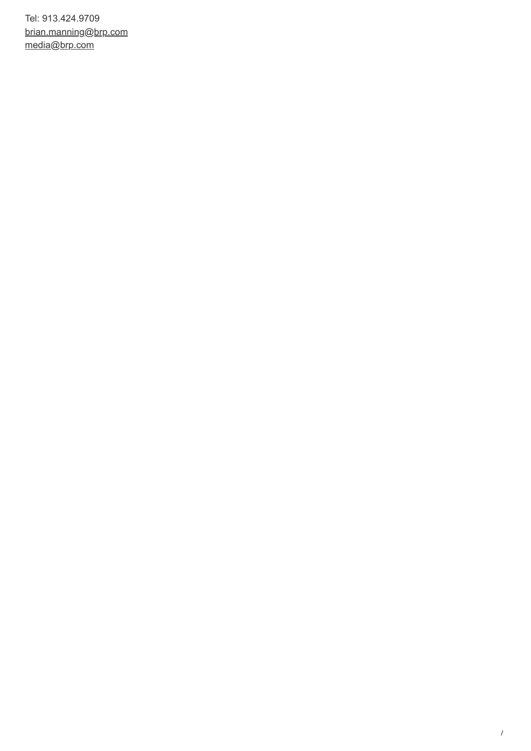Tel: 913.424.9709
brian.manning@brp.com
media@brp.com